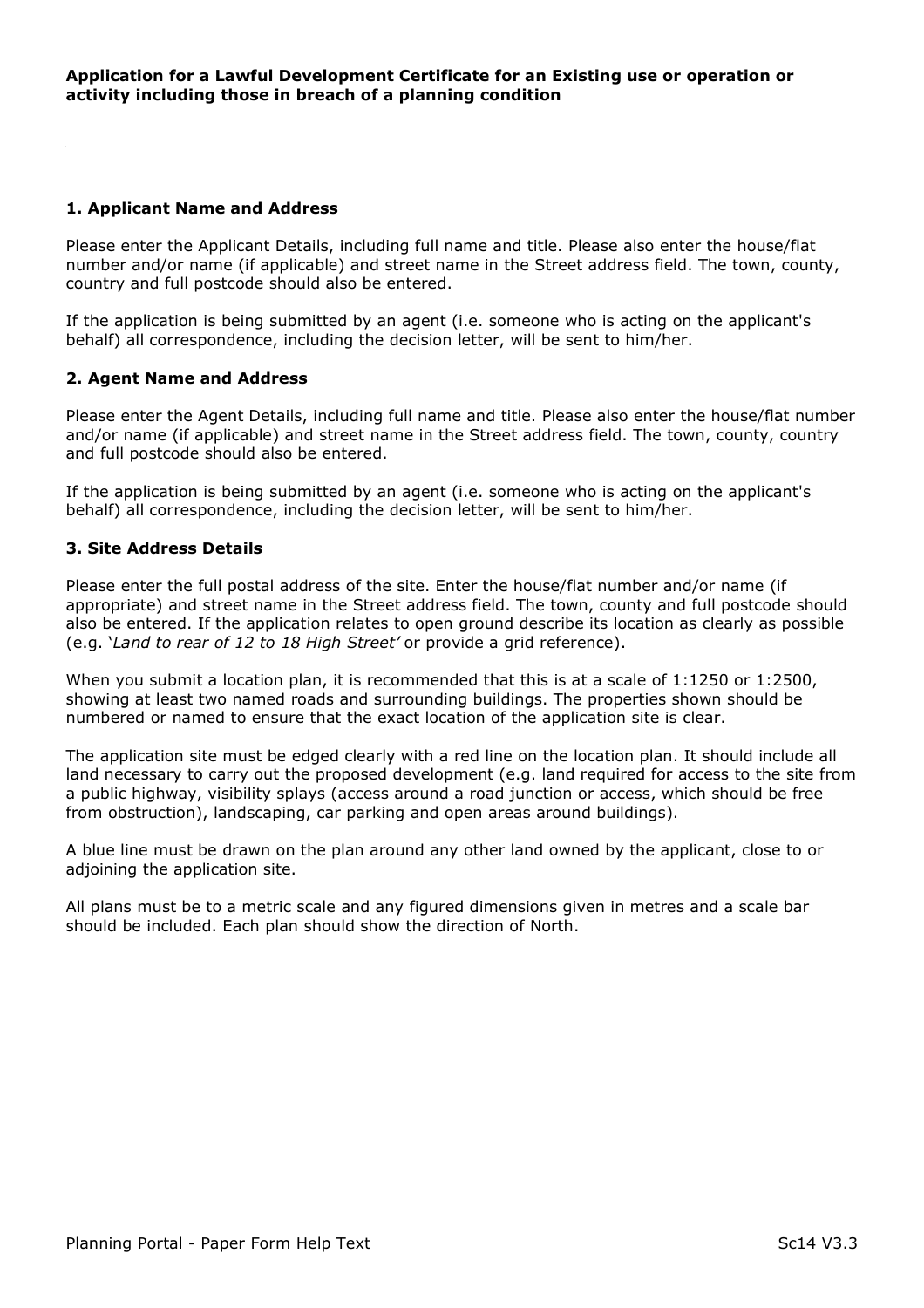**Application for a Lawful Development Certificate for an Existing use or operation or activity including those in breach of a planning condition**

### 1. Applicant Name and Address

Please enter the Applicant Details, including full name and title. Please also enter the house/flat number and/or name (if applicable) and street name in the Street address field. The town, county, country and full postcode should also be entered.

If the application is being submitted by an agent (i.e. someone who is acting on the applicant's behalf) all correspondence, including the decision letter, will be sent to him/her.

### 2. Agent Name and Address

Please enter the Agent Details, including full name and title. Please also enter the house/flat number and/or name (if applicable) and street name in the Street address field. The town, county, country and full postcode should also be entered.

If the application is being submitted by an agent (i.e. someone who is acting on the applicant's behalf) all correspondence, including the decision letter, will be sent to him/her.

### 3. Site Address Details

Please enter the full postal address of the site. Enter the house/flat number and/or name (if appropriate) and street name in the Street address field. The town, county and full postcode should also be entered. If the application relates to open ground describe its location as clearly as possible (e.g. '*Land to rear of 12 to 18 High Street'* or provide a grid reference).

When you submit a location plan, it is recommended that this is at a scale of 1:1250 or 1:2500, showing at least two named roads and surrounding buildings. The properties shown should be numbered or named to ensure that the exact location of the application site is clear.

The application site must be edged clearly with a red line on the location plan. It should include all land necessary to carry out the proposed development (e.g. land required for access to the site from a public highway, visibility splays (access around a road junction or access, which should be free from obstruction), landscaping, car parking and open areas around buildings).

A blue line must be drawn on the plan around any other land owned by the applicant, close to or adjoining the application site.

All plans must be to a metric scale and any figured dimensions given in metres and a scale bar should be included. Each plan should show the direction of North.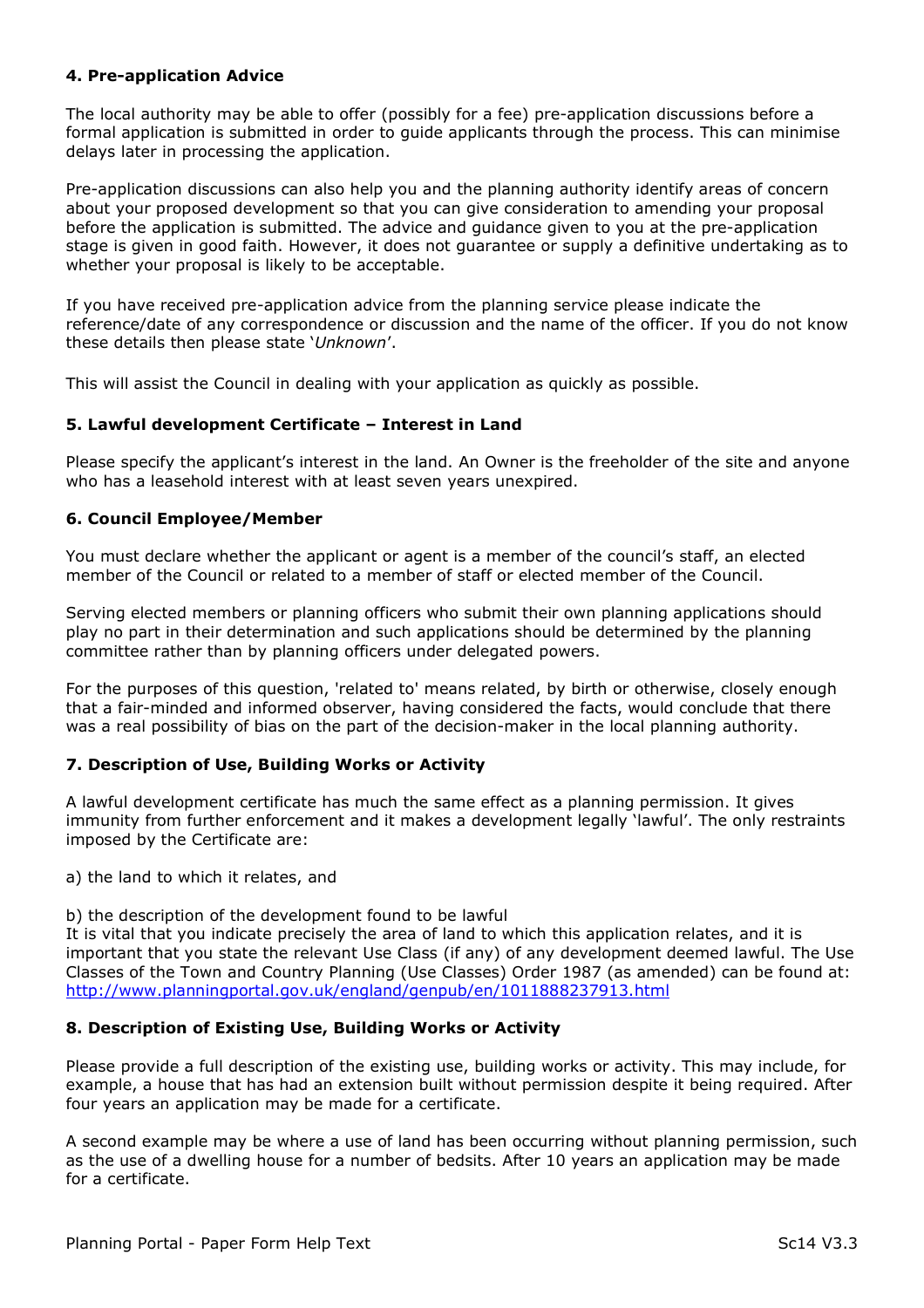### 4. Pre-application Advice

The local authority may be able to offer (possibly for a fee) pre-application discussions before a formal application is submitted in order to guide applicants through the process. This can minimise delays later in processing the application.

Pre-application discussions can also help you and the planning authority identify areas of concern about your proposed development so that you can give consideration to amending your proposal before the application is submitted. The advice and guidance given to you at the pre-application stage is given in good faith. However, it does not guarantee or supply a definitive undertaking as to whether your proposal is likely to be acceptable.

If you have received pre-application advice from the planning service please indicate the reference/date of any correspondence or discussion and the name of the officer. If you do not know these details then please state '*Unknown*'.

This will assist the Council in dealing with your application as quickly as possible.

### 5. Lawful development Certificate – Interest in Land

Please specify the applicant's interest in the land. An Owner is the freeholder of the site and anyone who has a leasehold interest with at least seven years unexpired.

### 6. Council Employee/Member

You must declare whether the applicant or agent is a member of the council's staff, an elected member of the Council or related to a member of staff or elected member of the Council.

Serving elected members or planning officers who submit their own planning applications should play no part in their determination and such applications should be determined by the planning committee rather than by planning officers under delegated powers.

For the purposes of this question, 'related to' means related, by birth or otherwise, closely enough that a fair-minded and informed observer, having considered the facts, would conclude that there was a real possibility of bias on the part of the decision-maker in the local planning authority.

### 7. Description of Use, Building Works or Activity

A lawful development certificate has much the same effect as a planning permission. It gives immunity from further enforcement and it makes a development legally 'lawful'. The only restraints imposed by the Certificate are:

a) the land to which it relates, and

b) the description of the development found to be lawful
It is vital that you indicate precisely the area of land to which this application relates, and it is important that you state the relevant Use Class (if any) of any development deemed lawful. The Use Classes of the Town and Country Planning (Use Classes) Order 1987 (as amended) can be found at: http://www.planningportal.gov.uk/england/genpub/en/1011888237913.html

### 8. Description of Existing Use, Building Works or Activity

Please provide a full description of the existing use, building works or activity. This may include, for example, a house that has had an extension built without permission despite it being required. After four years an application may be made for a certificate.

A second example may be where a use of land has been occurring without planning permission, such as the use of a dwelling house for a number of bedsits. After 10 years an application may be made for a certificate.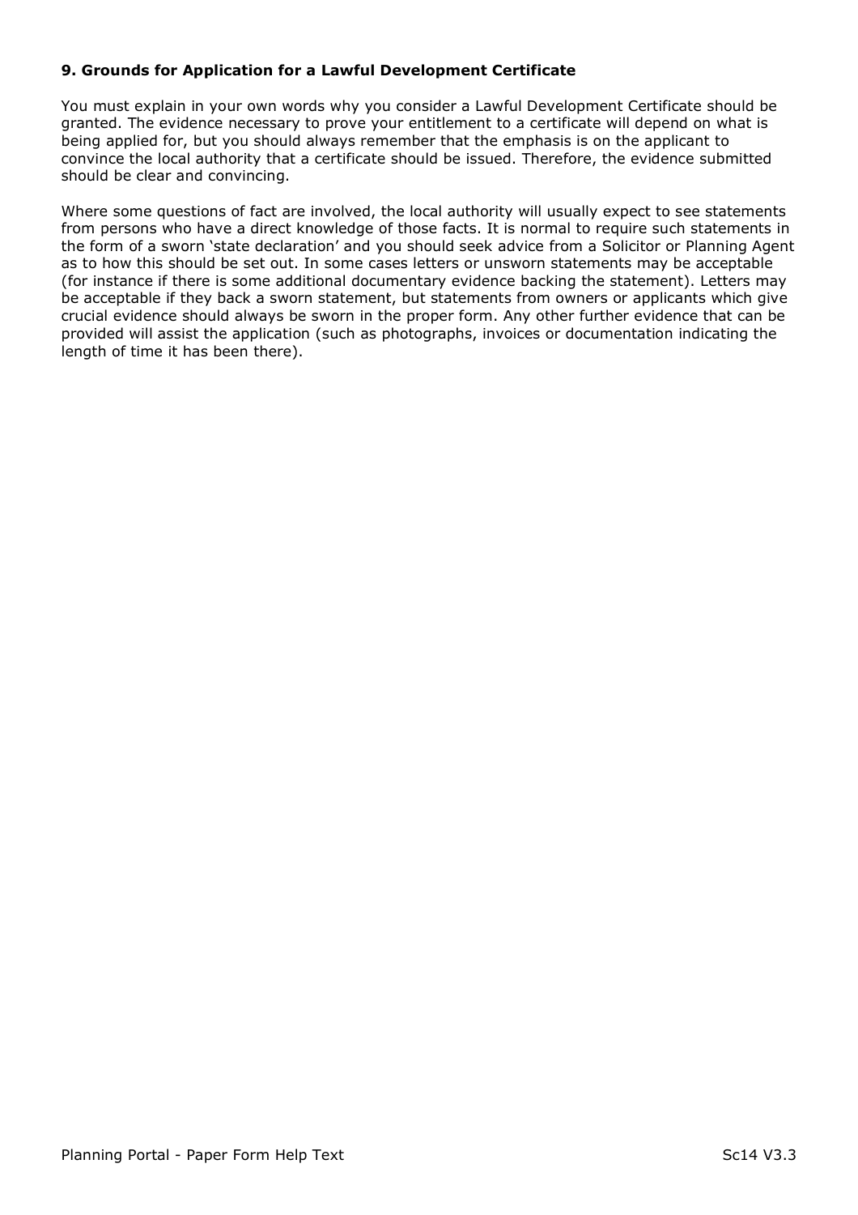**9. Grounds for Application for a Lawful Development Certificate**

You must explain in your own words why you consider a Lawful Development Certificate should be granted. The evidence necessary to prove your entitlement to a certificate will depend on what is being applied for, but you should always remember that the emphasis is on the applicant to convince the local authority that a certificate should be issued. Therefore, the evidence submitted should be clear and convincing.

Where some questions of fact are involved, the local authority will usually expect to see statements from persons who have a direct knowledge of those facts. It is normal to require such statements in the form of a sworn 'state declaration' and you should seek advice from a Solicitor or Planning Agent as to how this should be set out. In some cases letters or unsworn statements may be acceptable (for instance if there is some additional documentary evidence backing the statement). Letters may be acceptable if they back a sworn statement, but statements from owners or applicants which give crucial evidence should always be sworn in the proper form. Any other further evidence that can be provided will assist the application (such as photographs, invoices or documentation indicating the length of time it has been there).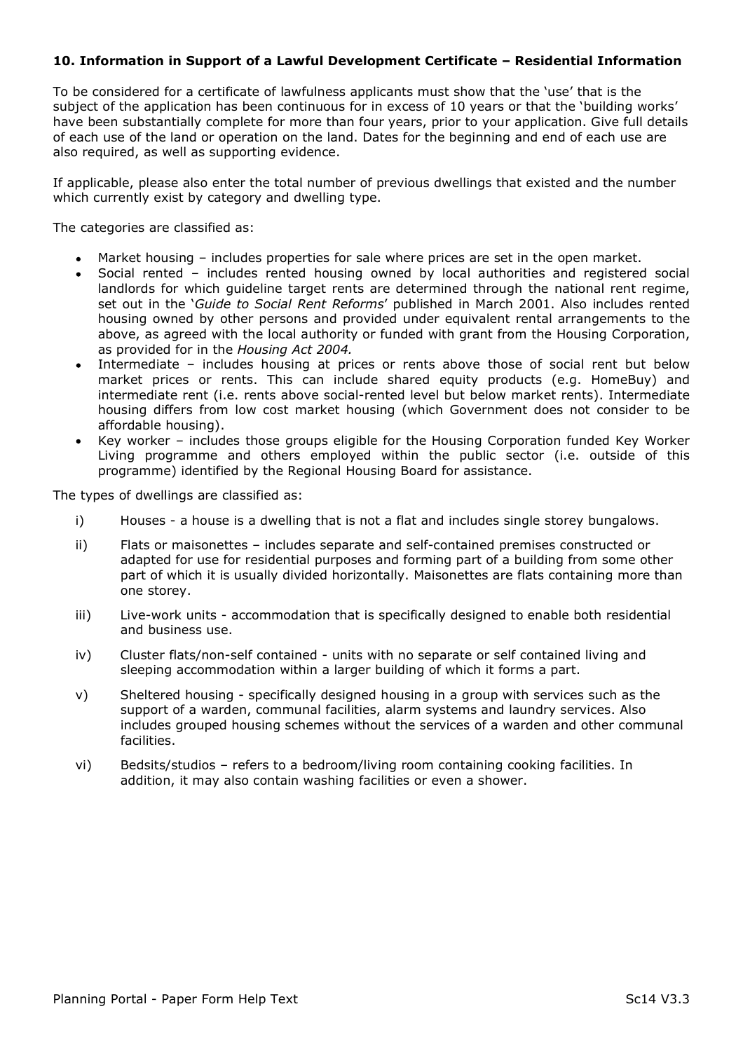## 10. Information in Support of a Lawful Development Certificate – Residential Information

To be considered for a certificate of lawfulness applicants must show that the 'use' that is the subject of the application has been continuous for in excess of 10 years or that the 'building works' have been substantially complete for more than four years, prior to your application. Give full details of each use of the land or operation on the land. Dates for the beginning and end of each use are also required, as well as supporting evidence.

If applicable, please also enter the total number of previous dwellings that existed and the number which currently exist by category and dwelling type.

The categories are classified as:

- Market housing – includes properties for sale where prices are set in the open market.
- Social rented – includes rented housing owned by local authorities and registered social landlords for which guideline target rents are determined through the national rent regime, set out in the '*Guide to Social Rent Reforms*' published in March 2001. Also includes rented housing owned by other persons and provided under equivalent rental arrangements to the above, as agreed with the local authority or funded with grant from the Housing Corporation, as provided for in the *Housing Act 2004.*
- Intermediate – includes housing at prices or rents above those of social rent but below market prices or rents. This can include shared equity products (e.g. HomeBuy) and intermediate rent (i.e. rents above social-rented level but below market rents). Intermediate housing differs from low cost market housing (which Government does not consider to be affordable housing).
- Key worker – includes those groups eligible for the Housing Corporation funded Key Worker Living programme and others employed within the public sector (i.e. outside of this programme) identified by the Regional Housing Board for assistance.

The types of dwellings are classified as:

i) Houses - a house is a dwelling that is not a flat and includes single storey bungalows.

ii) Flats or maisonettes – includes separate and self-contained premises constructed or adapted for use for residential purposes and forming part of a building from some other part of which it is usually divided horizontally. Maisonettes are flats containing more than one storey.

iii) Live-work units - accommodation that is specifically designed to enable both residential and business use.

iv) Cluster flats/non-self contained - units with no separate or self contained living and sleeping accommodation within a larger building of which it forms a part.

v) Sheltered housing - specifically designed housing in a group with services such as the support of a warden, communal facilities, alarm systems and laundry services. Also includes grouped housing schemes without the services of a warden and other communal facilities.

vi) Bedsits/studios – refers to a bedroom/living room containing cooking facilities. In addition, it may also contain washing facilities or even a shower.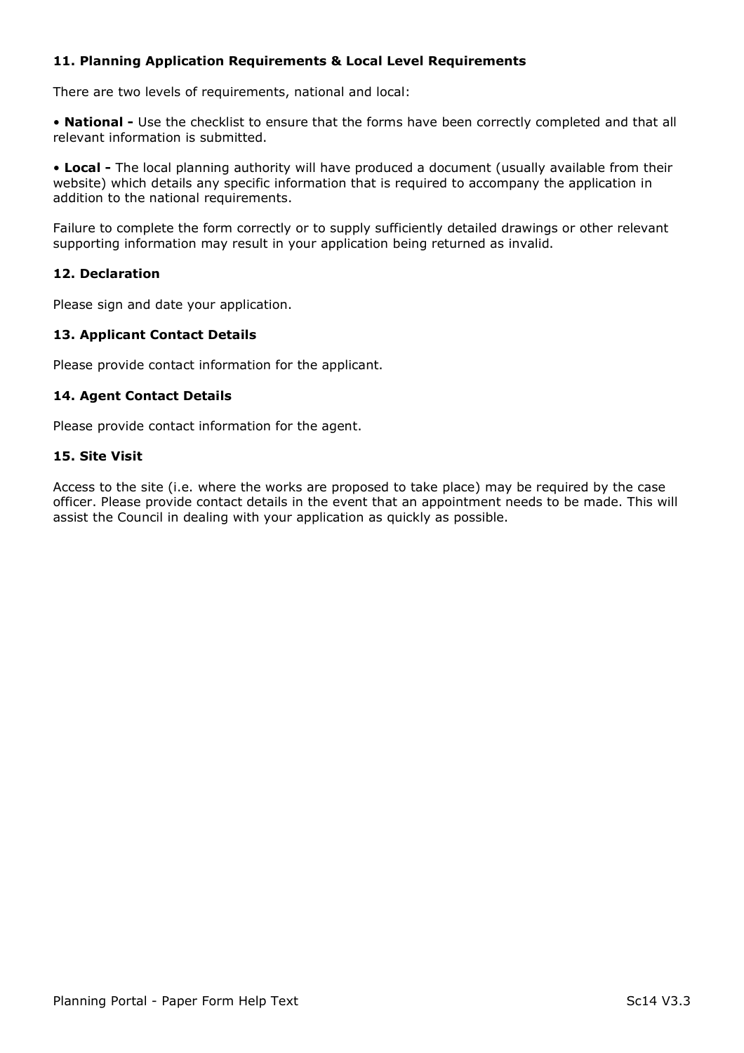**11. Planning Application Requirements & Local Level Requirements**

There are two levels of requirements, national and local:

- **National -** Use the checklist to ensure that the forms have been correctly completed and that all relevant information is submitted.

- **Local -** The local planning authority will have produced a document (usually available from their website) which details any specific information that is required to accompany the application in addition to the national requirements.

Failure to complete the form correctly or to supply sufficiently detailed drawings or other relevant supporting information may result in your application being returned as invalid.

**12. Declaration**

Please sign and date your application.

**13. Applicant Contact Details**

Please provide contact information for the applicant.

**14. Agent Contact Details**

Please provide contact information for the agent.

**15. Site Visit**

Access to the site (i.e. where the works are proposed to take place) may be required by the case officer. Please provide contact details in the event that an appointment needs to be made. This will assist the Council in dealing with your application as quickly as possible.